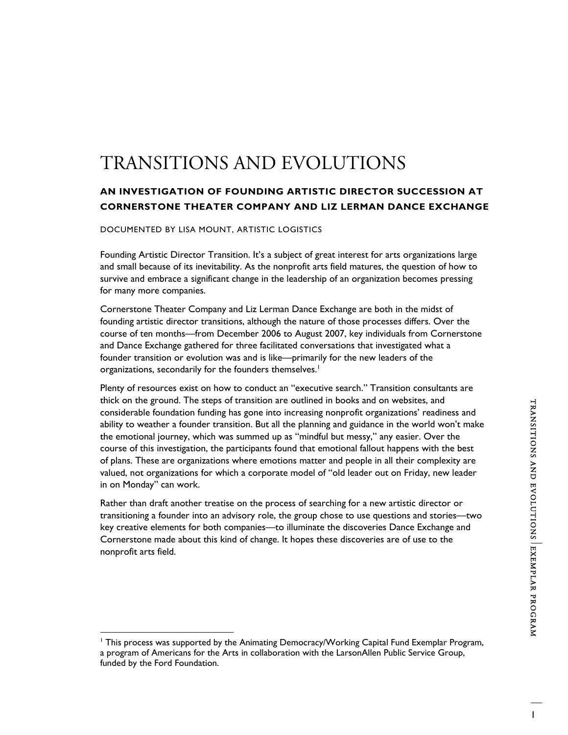# TRANSITIONS AND EVOLUTIONS

## AN INVESTIGATION OF FOUNDING ARTISTIC DIRECTOR SUCCESSION AT CORNERSTONE THEATER COMPANY AND LIZ LERMAN DANCE EXCHANGE

DOCUMENTED BY LISA MOUNT, ARTISTIC LOGISTICS

Founding Artistic Director Transition. It's a subject of great interest for arts organizations large and small because of its inevitability. As the nonprofit arts field matures, the question of how to survive and embrace a significant change in the leadership of an organization becomes pressing for many more companies.

Cornerstone Theater Company and Liz Lerman Dance Exchange are both in the midst of founding artistic director transitions, although the nature of those processes differs. Over the course of ten months—from December 2006 to August 2007, key individuals from Cornerstone and Dance Exchange gathered for three facilitated conversations that investigated what a founder transition or evolution was and is like—primarily for the new leaders of the organizations, secondarily for the founders themselves.[1]

Plenty of resources exist on how to conduct an "executive search." Transition consultants are thick on the ground. The steps of transition are outlined in books and on websites, and considerable foundation funding has gone into increasing nonprofit organizations' readiness and ability to weather a founder transition. But all the planning and guidance in the world won't make the emotional journey, which was summed up as "mindful but messy," any easier. Over the course of this investigation, the participants found that emotional fallout happens with the best of plans. These are organizations where emotions matter and people in all their complexity are valued, not organizations for which a corporate model of "old leader out on Friday, new leader in on Monday" can work.

Rather than draft another treatise on the process of searching for a new artistic director or transitioning a founder into an advisory role, the group chose to use questions and stories—two key creative elements for both companies—to illuminate the discoveries Dance Exchange and Cornerstone made about this kind of change. It hopes these discoveries are of use to the nonprofit arts field.

---

[1] This process was supported by the Animating Democracy/Working Capital Fund Exemplar Program, a program of Americans for the Arts in collaboration with the LarsonAllen Public Service Group, funded by the Ford Foundation.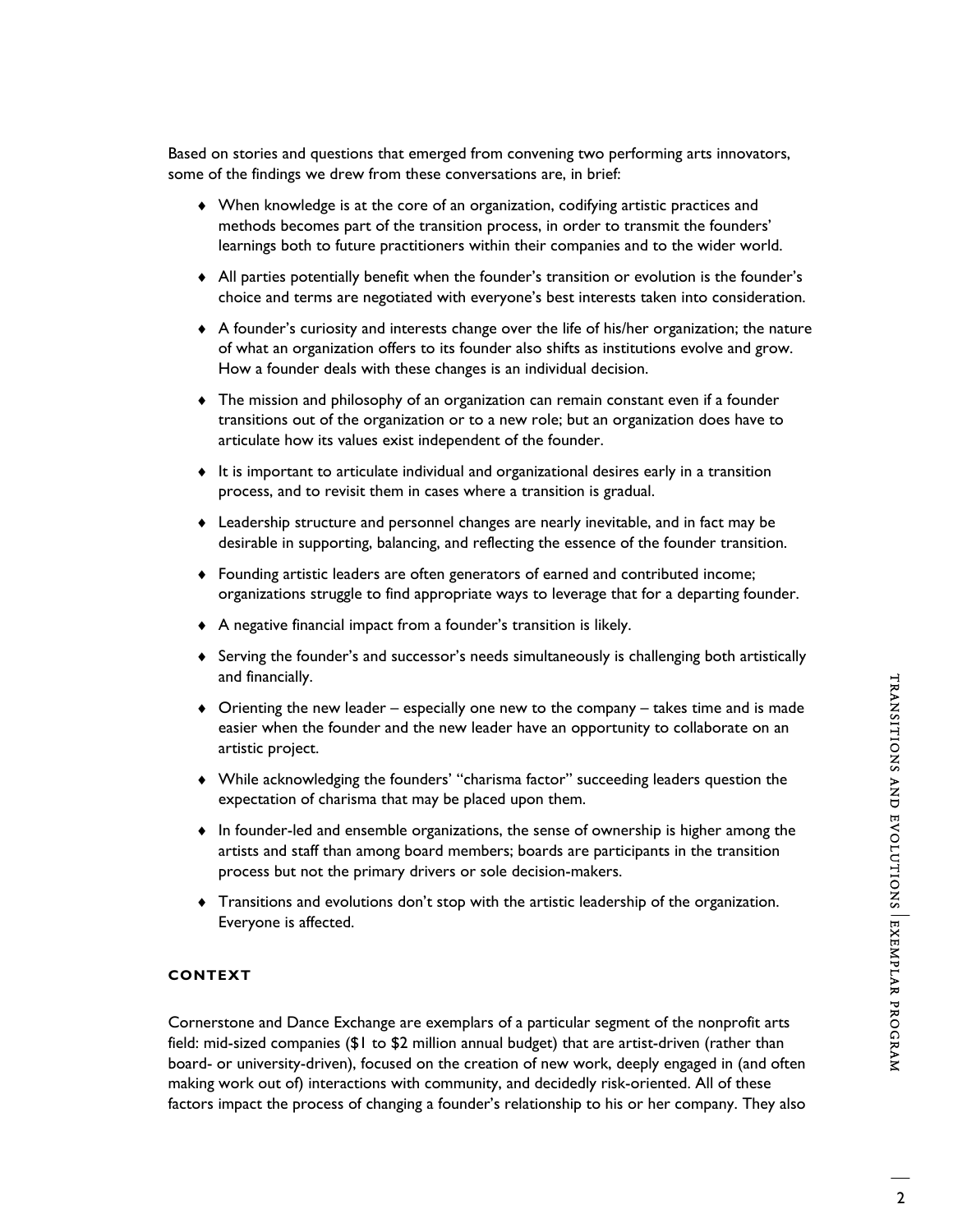Based on stories and questions that emerged from convening two performing arts innovators, some of the findings we drew from these conversations are, in brief:

- When knowledge is at the core of an organization, codifying artistic practices and methods becomes part of the transition process, in order to transmit the founders' learnings both to future practitioners within their companies and to the wider world.
- All parties potentially benefit when the founder's transition or evolution is the founder's choice and terms are negotiated with everyone's best interests taken into consideration.
- A founder's curiosity and interests change over the life of his/her organization; the nature of what an organization offers to its founder also shifts as institutions evolve and grow. How a founder deals with these changes is an individual decision.
- The mission and philosophy of an organization can remain constant even if a founder transitions out of the organization or to a new role; but an organization does have to articulate how its values exist independent of the founder.
- It is important to articulate individual and organizational desires early in a transition process, and to revisit them in cases where a transition is gradual.
- Leadership structure and personnel changes are nearly inevitable, and in fact may be desirable in supporting, balancing, and reflecting the essence of the founder transition.
- Founding artistic leaders are often generators of earned and contributed income; organizations struggle to find appropriate ways to leverage that for a departing founder.
- A negative financial impact from a founder's transition is likely.
- Serving the founder's and successor's needs simultaneously is challenging both artistically and financially.
- Orienting the new leader – especially one new to the company – takes time and is made easier when the founder and the new leader have an opportunity to collaborate on an artistic project.
- While acknowledging the founders' "charisma factor" succeeding leaders question the expectation of charisma that may be placed upon them.
- In founder-led and ensemble organizations, the sense of ownership is higher among the artists and staff than among board members; boards are participants in the transition process but not the primary drivers or sole decision-makers.
- Transitions and evolutions don't stop with the artistic leadership of the organization. Everyone is affected.

### CONTEXT

Cornerstone and Dance Exchange are exemplars of a particular segment of the nonprofit arts field: mid-sized companies ($1 to $2 million annual budget) that are artist-driven (rather than board- or university-driven), focused on the creation of new work, deeply engaged in (and often making work out of) interactions with community, and decidedly risk-oriented. All of these factors impact the process of changing a founder's relationship to his or her company. They also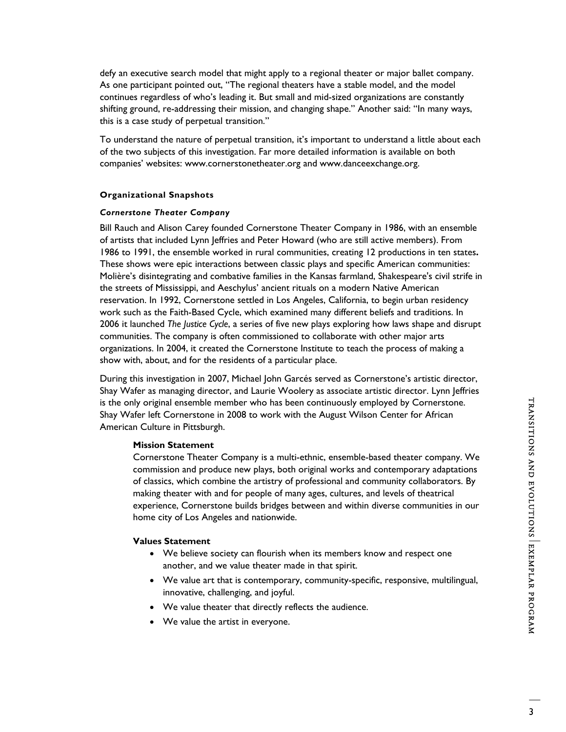defy an executive search model that might apply to a regional theater or major ballet company. As one participant pointed out, "The regional theaters have a stable model, and the model continues regardless of who's leading it. But small and mid-sized organizations are constantly shifting ground, re-addressing their mission, and changing shape." Another said: "In many ways, this is a case study of perpetual transition."

To understand the nature of perpetual transition, it's important to understand a little about each of the two subjects of this investigation. Far more detailed information is available on both companies' websites: www.cornerstonetheater.org and www.danceexchange.org.

### Organizational Snapshots

#### *Cornerstone Theater Company*

Bill Rauch and Alison Carey founded Cornerstone Theater Company in 1986, with an ensemble of artists that included Lynn Jeffries and Peter Howard (who are still active members). From 1986 to 1991, the ensemble worked in rural communities, creating 12 productions in ten states**.** These shows were epic interactions between classic plays and specific American communities: Molière's disintegrating and combative families in the Kansas farmland, Shakespeare's civil strife in the streets of Mississippi, and Aeschylus' ancient rituals on a modern Native American reservation. In 1992, Cornerstone settled in Los Angeles, California, to begin urban residency work such as the Faith-Based Cycle, which examined many different beliefs and traditions. In 2006 it launched *The Justice Cycle*, a series of five new plays exploring how laws shape and disrupt communities. The company is often commissioned to collaborate with other major arts organizations. In 2004, it created the Cornerstone Institute to teach the process of making a show with, about, and for the residents of a particular place.

During this investigation in 2007, Michael John Garcés served as Cornerstone's artistic director, Shay Wafer as managing director, and Laurie Woolery as associate artistic director. Lynn Jeffries is the only original ensemble member who has been continuously employed by Cornerstone. Shay Wafer left Cornerstone in 2008 to work with the August Wilson Center for African American Culture in Pittsburgh.

**Mission Statement**

Cornerstone Theater Company is a multi-ethnic, ensemble-based theater company. We commission and produce new plays, both original works and contemporary adaptations of classics, which combine the artistry of professional and community collaborators. By making theater with and for people of many ages, cultures, and levels of theatrical experience, Cornerstone builds bridges between and within diverse communities in our home city of Los Angeles and nationwide.

**Values Statement**

- We believe society can flourish when its members know and respect one another, and we value theater made in that spirit.
- We value art that is contemporary, community-specific, responsive, multilingual, innovative, challenging, and joyful.
- We value theater that directly reflects the audience.
- We value the artist in everyone.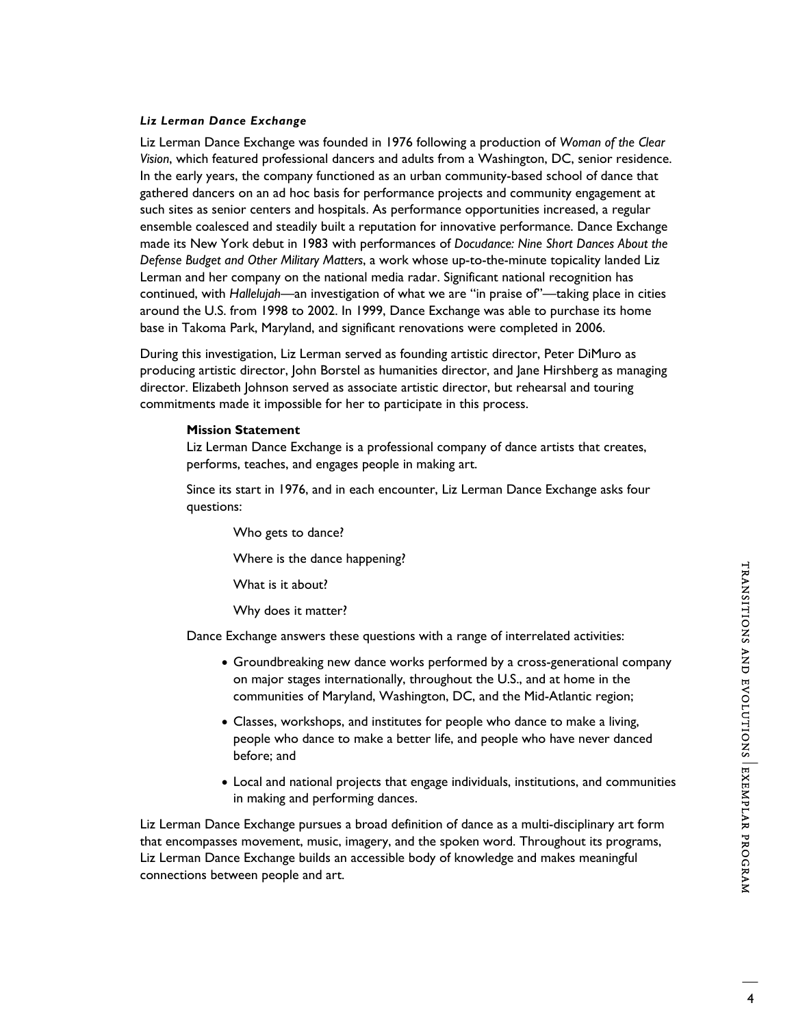### *Liz Lerman Dance Exchange*

Liz Lerman Dance Exchange was founded in 1976 following a production of *Woman of the Clear Vision*, which featured professional dancers and adults from a Washington, DC, senior residence. In the early years, the company functioned as an urban community-based school of dance that gathered dancers on an ad hoc basis for performance projects and community engagement at such sites as senior centers and hospitals. As performance opportunities increased, a regular ensemble coalesced and steadily built a reputation for innovative performance. Dance Exchange made its New York debut in 1983 with performances of *Docudance: Nine Short Dances About the Defense Budget and Other Military Matters*, a work whose up-to-the-minute topicality landed Liz Lerman and her company on the national media radar. Significant national recognition has continued, with *Hallelujah*—an investigation of what we are "in praise of"—taking place in cities around the U.S. from 1998 to 2002. In 1999, Dance Exchange was able to purchase its home base in Takoma Park, Maryland, and significant renovations were completed in 2006.

During this investigation, Liz Lerman served as founding artistic director, Peter DiMuro as producing artistic director, John Borstel as humanities director, and Jane Hirshberg as managing director. Elizabeth Johnson served as associate artistic director, but rehearsal and touring commitments made it impossible for her to participate in this process.

**Mission Statement**

Liz Lerman Dance Exchange is a professional company of dance artists that creates, performs, teaches, and engages people in making art.

Since its start in 1976, and in each encounter, Liz Lerman Dance Exchange asks four questions:

Who gets to dance?

Where is the dance happening?

What is it about?

Why does it matter?

Dance Exchange answers these questions with a range of interrelated activities:

- Groundbreaking new dance works performed by a cross-generational company on major stages internationally, throughout the U.S., and at home in the communities of Maryland, Washington, DC, and the Mid-Atlantic region;
- Classes, workshops, and institutes for people who dance to make a living, people who dance to make a better life, and people who have never danced before; and
- Local and national projects that engage individuals, institutions, and communities in making and performing dances.

Liz Lerman Dance Exchange pursues a broad definition of dance as a multi-disciplinary art form that encompasses movement, music, imagery, and the spoken word. Throughout its programs, Liz Lerman Dance Exchange builds an accessible body of knowledge and makes meaningful connections between people and art.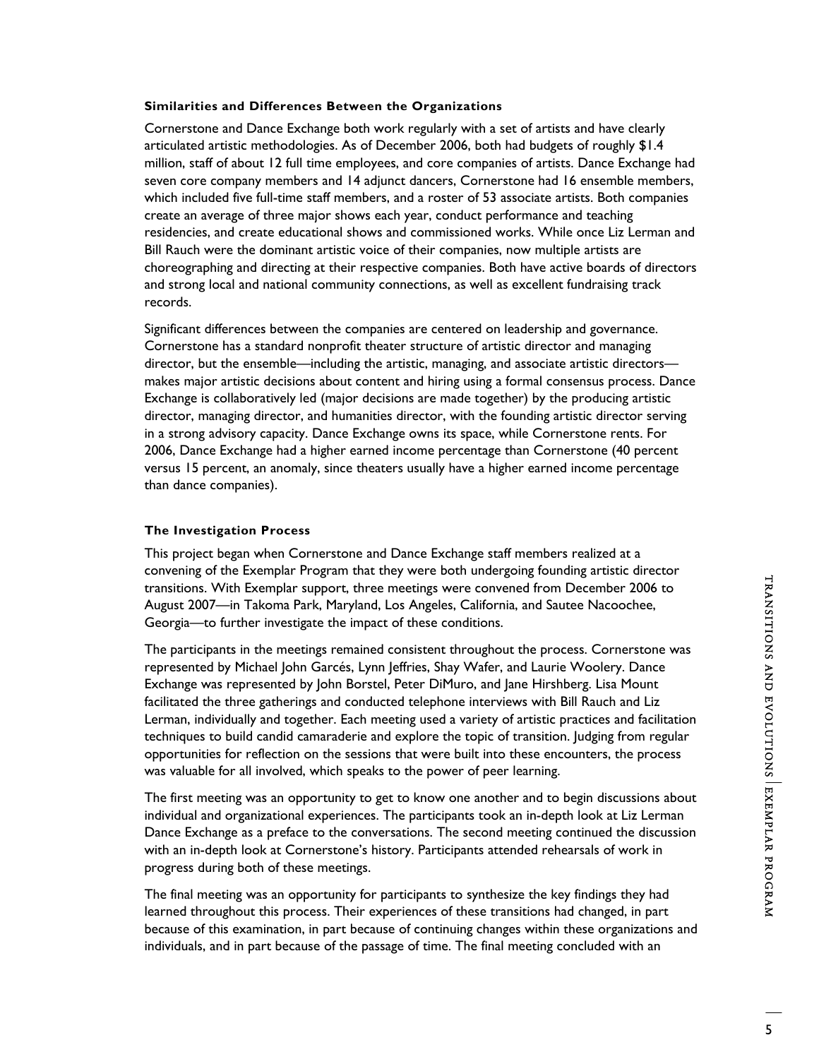### Similarities and Differences Between the Organizations

Cornerstone and Dance Exchange both work regularly with a set of artists and have clearly articulated artistic methodologies. As of December 2006, both had budgets of roughly $1.4 million, staff of about 12 full time employees, and core companies of artists. Dance Exchange had seven core company members and 14 adjunct dancers, Cornerstone had 16 ensemble members, which included five full-time staff members, and a roster of 53 associate artists. Both companies create an average of three major shows each year, conduct performance and teaching residencies, and create educational shows and commissioned works. While once Liz Lerman and Bill Rauch were the dominant artistic voice of their companies, now multiple artists are choreographing and directing at their respective companies. Both have active boards of directors and strong local and national community connections, as well as excellent fundraising track records.

Significant differences between the companies are centered on leadership and governance. Cornerstone has a standard nonprofit theater structure of artistic director and managing director, but the ensemble—including the artistic, managing, and associate artistic directors—makes major artistic decisions about content and hiring using a formal consensus process. Dance Exchange is collaboratively led (major decisions are made together) by the producing artistic director, managing director, and humanities director, with the founding artistic director serving in a strong advisory capacity. Dance Exchange owns its space, while Cornerstone rents. For 2006, Dance Exchange had a higher earned income percentage than Cornerstone (40 percent versus 15 percent, an anomaly, since theaters usually have a higher earned income percentage than dance companies).

### The Investigation Process

This project began when Cornerstone and Dance Exchange staff members realized at a convening of the Exemplar Program that they were both undergoing founding artistic director transitions. With Exemplar support, three meetings were convened from December 2006 to August 2007—in Takoma Park, Maryland, Los Angeles, California, and Sautee Nacoochee, Georgia—to further investigate the impact of these conditions.

The participants in the meetings remained consistent throughout the process. Cornerstone was represented by Michael John Garcés, Lynn Jeffries, Shay Wafer, and Laurie Woolery. Dance Exchange was represented by John Borstel, Peter DiMuro, and Jane Hirshberg. Lisa Mount facilitated the three gatherings and conducted telephone interviews with Bill Rauch and Liz Lerman, individually and together. Each meeting used a variety of artistic practices and facilitation techniques to build candid camaraderie and explore the topic of transition. Judging from regular opportunities for reflection on the sessions that were built into these encounters, the process was valuable for all involved, which speaks to the power of peer learning.

The first meeting was an opportunity to get to know one another and to begin discussions about individual and organizational experiences. The participants took an in-depth look at Liz Lerman Dance Exchange as a preface to the conversations. The second meeting continued the discussion with an in-depth look at Cornerstone's history. Participants attended rehearsals of work in progress during both of these meetings.

The final meeting was an opportunity for participants to synthesize the key findings they had learned throughout this process. Their experiences of these transitions had changed, in part because of this examination, in part because of continuing changes within these organizations and individuals, and in part because of the passage of time. The final meeting concluded with an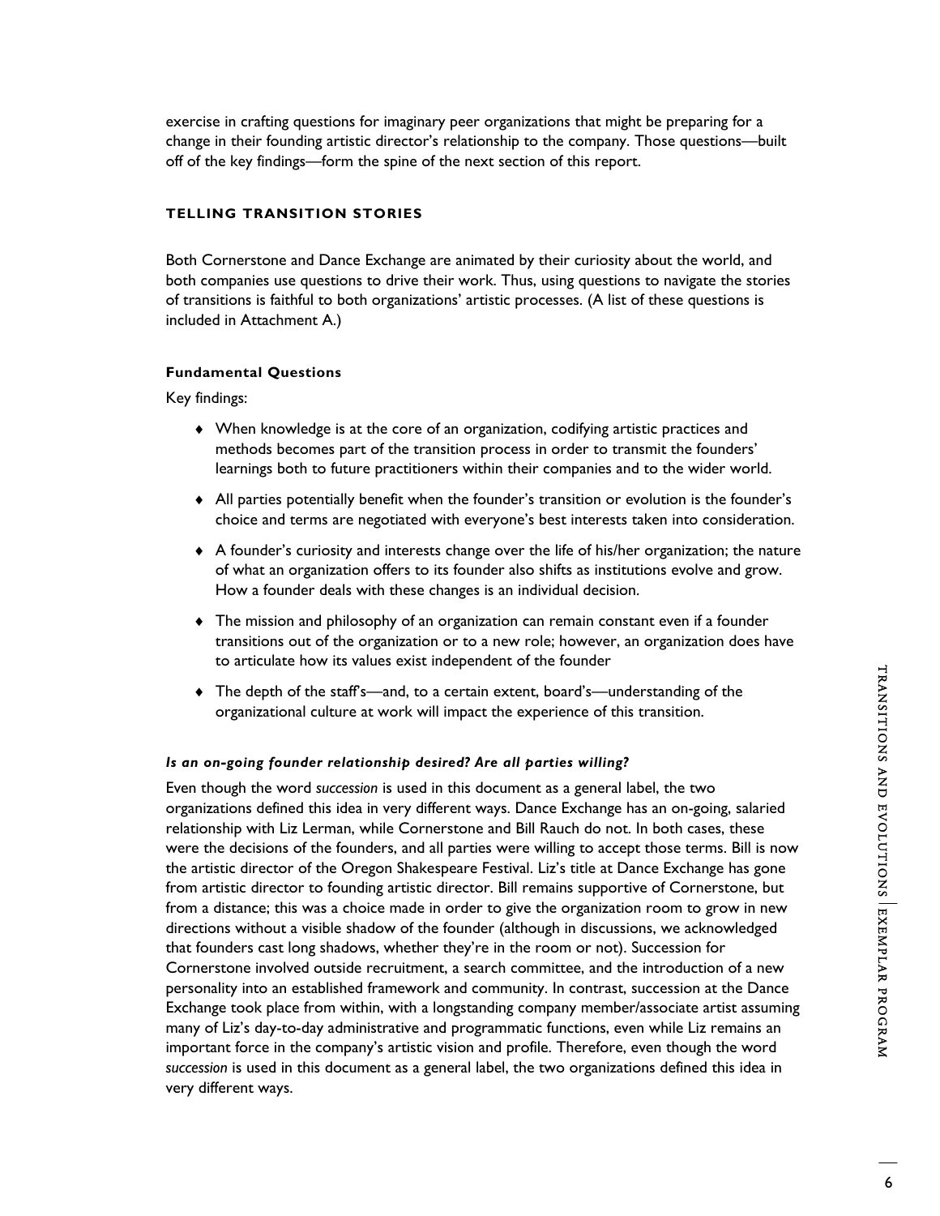exercise in crafting questions for imaginary peer organizations that might be preparing for a change in their founding artistic director's relationship to the company. Those questions—built off of the key findings—form the spine of the next section of this report.

## TELLING TRANSITION STORIES

Both Cornerstone and Dance Exchange are animated by their curiosity about the world, and both companies use questions to drive their work. Thus, using questions to navigate the stories of transitions is faithful to both organizations' artistic processes. (A list of these questions is included in Attachment A.)

### Fundamental Questions

Key findings:

- When knowledge is at the core of an organization, codifying artistic practices and methods becomes part of the transition process in order to transmit the founders' learnings both to future practitioners within their companies and to the wider world.
- All parties potentially benefit when the founder's transition or evolution is the founder's choice and terms are negotiated with everyone's best interests taken into consideration.
- A founder's curiosity and interests change over the life of his/her organization; the nature of what an organization offers to its founder also shifts as institutions evolve and grow. How a founder deals with these changes is an individual decision.
- The mission and philosophy of an organization can remain constant even if a founder transitions out of the organization or to a new role; however, an organization does have to articulate how its values exist independent of the founder
- The depth of the staff's—and, to a certain extent, board's—understanding of the organizational culture at work will impact the experience of this transition.

#### *Is an on-going founder relationship desired? Are all parties willing?*

Even though the word *succession* is used in this document as a general label, the two organizations defined this idea in very different ways. Dance Exchange has an on-going, salaried relationship with Liz Lerman, while Cornerstone and Bill Rauch do not. In both cases, these were the decisions of the founders, and all parties were willing to accept those terms. Bill is now the artistic director of the Oregon Shakespeare Festival. Liz's title at Dance Exchange has gone from artistic director to founding artistic director. Bill remains supportive of Cornerstone, but from a distance; this was a choice made in order to give the organization room to grow in new directions without a visible shadow of the founder (although in discussions, we acknowledged that founders cast long shadows, whether they're in the room or not). Succession for Cornerstone involved outside recruitment, a search committee, and the introduction of a new personality into an established framework and community. In contrast, succession at the Dance Exchange took place from within, with a longstanding company member/associate artist assuming many of Liz's day-to-day administrative and programmatic functions, even while Liz remains an important force in the company's artistic vision and profile. Therefore, even though the word *succession* is used in this document as a general label, the two organizations defined this idea in very different ways.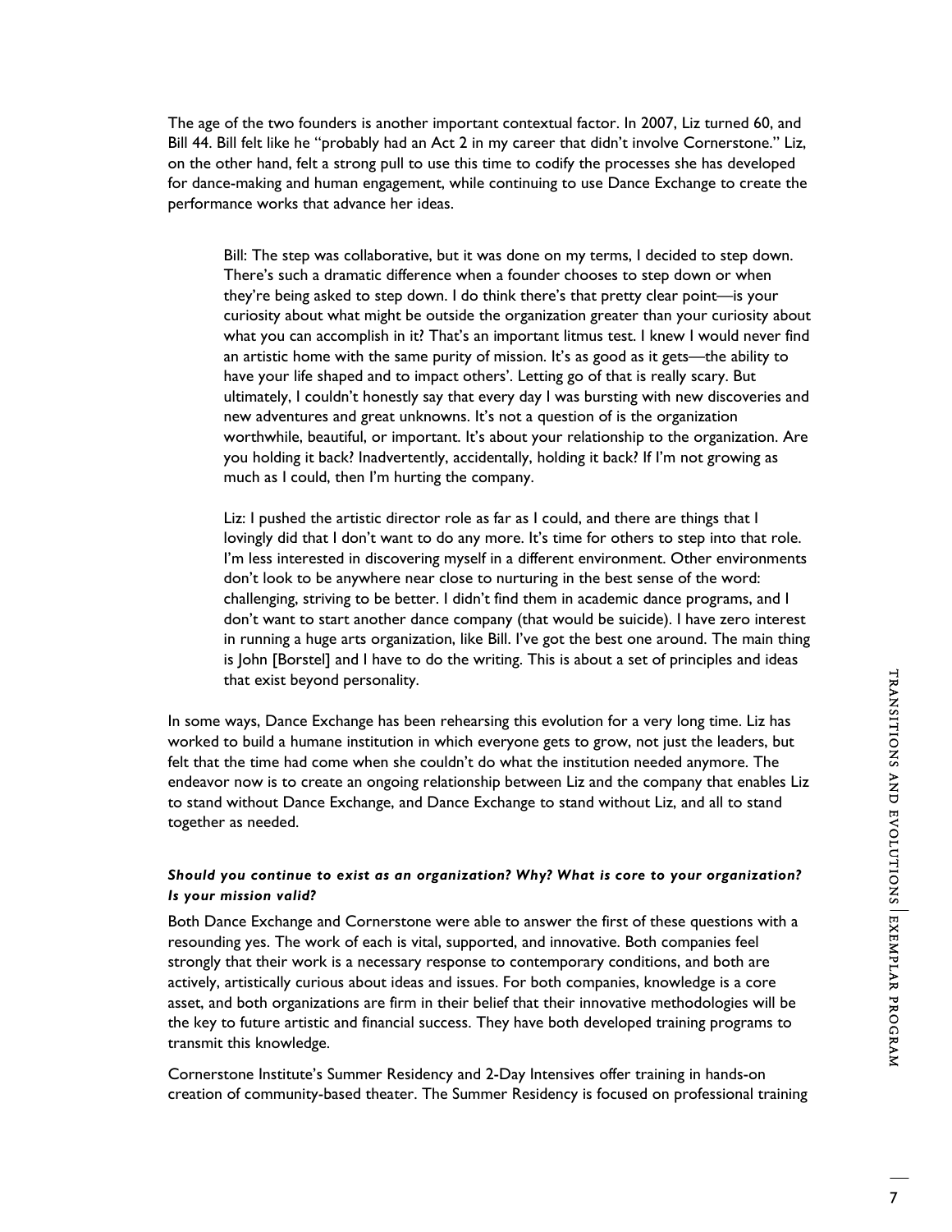The age of the two founders is another important contextual factor. In 2007, Liz turned 60, and Bill 44. Bill felt like he "probably had an Act 2 in my career that didn't involve Cornerstone." Liz, on the other hand, felt a strong pull to use this time to codify the processes she has developed for dance-making and human engagement, while continuing to use Dance Exchange to create the performance works that advance her ideas.

> Bill: The step was collaborative, but it was done on my terms, I decided to step down. There's such a dramatic difference when a founder chooses to step down or when they're being asked to step down. I do think there's that pretty clear point—is your curiosity about what might be outside the organization greater than your curiosity about what you can accomplish in it? That's an important litmus test. I knew I would never find an artistic home with the same purity of mission. It's as good as it gets—the ability to have your life shaped and to impact others'. Letting go of that is really scary. But ultimately, I couldn't honestly say that every day I was bursting with new discoveries and new adventures and great unknowns. It's not a question of is the organization worthwhile, beautiful, or important. It's about your relationship to the organization. Are you holding it back? Inadvertently, accidentally, holding it back? If I'm not growing as much as I could, then I'm hurting the company.
>
> Liz: I pushed the artistic director role as far as I could, and there are things that I lovingly did that I don't want to do any more. It's time for others to step into that role. I'm less interested in discovering myself in a different environment. Other environments don't look to be anywhere near close to nurturing in the best sense of the word: challenging, striving to be better. I didn't find them in academic dance programs, and I don't want to start another dance company (that would be suicide). I have zero interest in running a huge arts organization, like Bill. I've got the best one around. The main thing is John [Borstel] and I have to do the writing. This is about a set of principles and ideas that exist beyond personality.

In some ways, Dance Exchange has been rehearsing this evolution for a very long time. Liz has worked to build a humane institution in which everyone gets to grow, not just the leaders, but felt that the time had come when she couldn't do what the institution needed anymore. The endeavor now is to create an ongoing relationship between Liz and the company that enables Liz to stand without Dance Exchange, and Dance Exchange to stand without Liz, and all to stand together as needed.

***Should you continue to exist as an organization? Why? What is core to your organization? Is your mission valid?***

Both Dance Exchange and Cornerstone were able to answer the first of these questions with a resounding yes. The work of each is vital, supported, and innovative. Both companies feel strongly that their work is a necessary response to contemporary conditions, and both are actively, artistically curious about ideas and issues. For both companies, knowledge is a core asset, and both organizations are firm in their belief that their innovative methodologies will be the key to future artistic and financial success. They have both developed training programs to transmit this knowledge.

Cornerstone Institute's Summer Residency and 2-Day Intensives offer training in hands-on creation of community-based theater. The Summer Residency is focused on professional training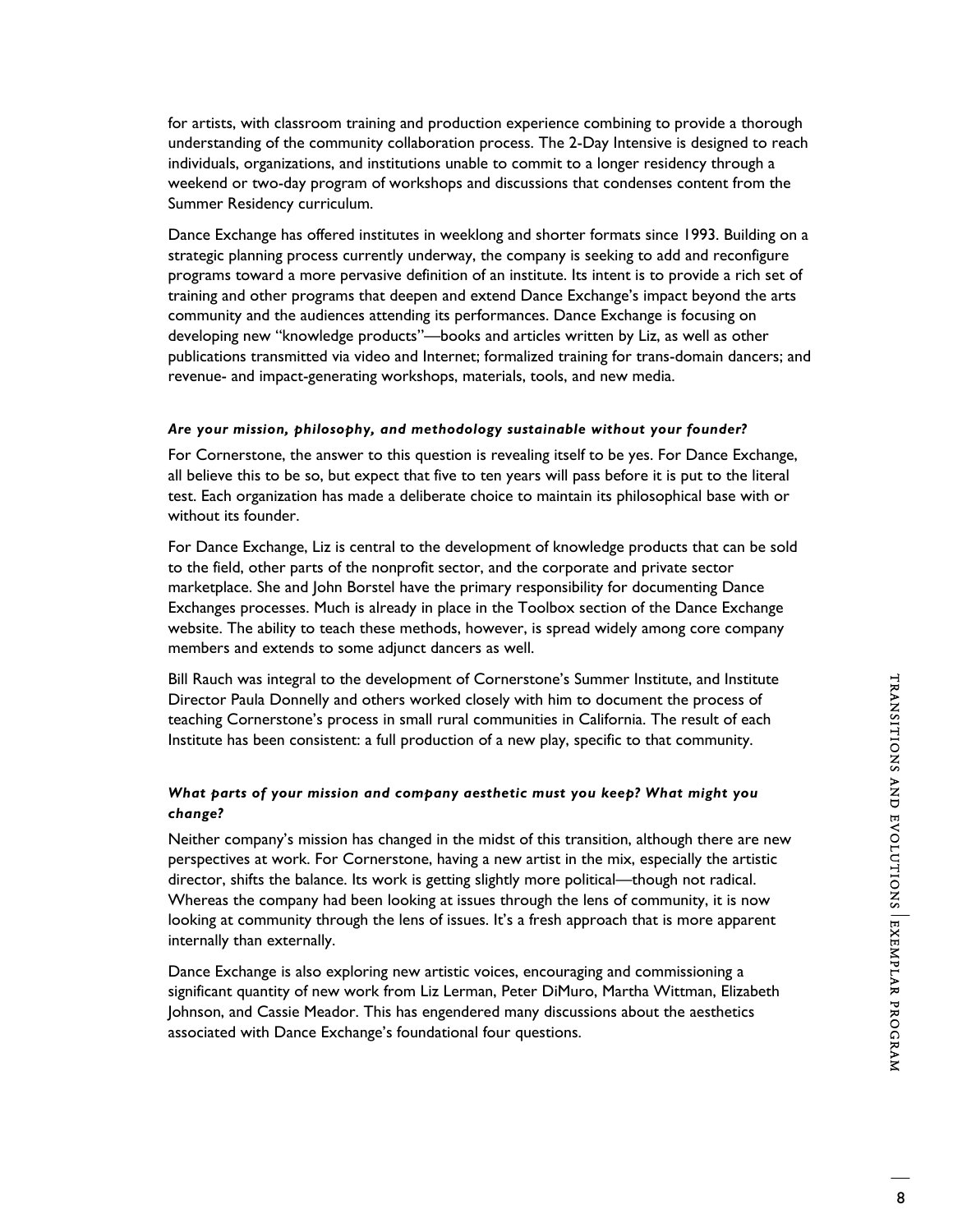for artists, with classroom training and production experience combining to provide a thorough understanding of the community collaboration process. The 2-Day Intensive is designed to reach individuals, organizations, and institutions unable to commit to a longer residency through a weekend or two-day program of workshops and discussions that condenses content from the Summer Residency curriculum.

Dance Exchange has offered institutes in weeklong and shorter formats since 1993. Building on a strategic planning process currently underway, the company is seeking to add and reconfigure programs toward a more pervasive definition of an institute. Its intent is to provide a rich set of training and other programs that deepen and extend Dance Exchange's impact beyond the arts community and the audiences attending its performances. Dance Exchange is focusing on developing new "knowledge products"—books and articles written by Liz, as well as other publications transmitted via video and Internet; formalized training for trans-domain dancers; and revenue- and impact-generating workshops, materials, tools, and new media.

#### *Are your mission, philosophy, and methodology sustainable without your founder?*

For Cornerstone, the answer to this question is revealing itself to be yes. For Dance Exchange, all believe this to be so, but expect that five to ten years will pass before it is put to the literal test. Each organization has made a deliberate choice to maintain its philosophical base with or without its founder.

For Dance Exchange, Liz is central to the development of knowledge products that can be sold to the field, other parts of the nonprofit sector, and the corporate and private sector marketplace. She and John Borstel have the primary responsibility for documenting Dance Exchanges processes. Much is already in place in the Toolbox section of the Dance Exchange website. The ability to teach these methods, however, is spread widely among core company members and extends to some adjunct dancers as well.

Bill Rauch was integral to the development of Cornerstone's Summer Institute, and Institute Director Paula Donnelly and others worked closely with him to document the process of teaching Cornerstone's process in small rural communities in California. The result of each Institute has been consistent: a full production of a new play, specific to that community.

#### *What parts of your mission and company aesthetic must you keep? What might you change?*

Neither company's mission has changed in the midst of this transition, although there are new perspectives at work. For Cornerstone, having a new artist in the mix, especially the artistic director, shifts the balance. Its work is getting slightly more political—though not radical. Whereas the company had been looking at issues through the lens of community, it is now looking at community through the lens of issues. It's a fresh approach that is more apparent internally than externally.

Dance Exchange is also exploring new artistic voices, encouraging and commissioning a significant quantity of new work from Liz Lerman, Peter DiMuro, Martha Wittman, Elizabeth Johnson, and Cassie Meador. This has engendered many discussions about the aesthetics associated with Dance Exchange's foundational four questions.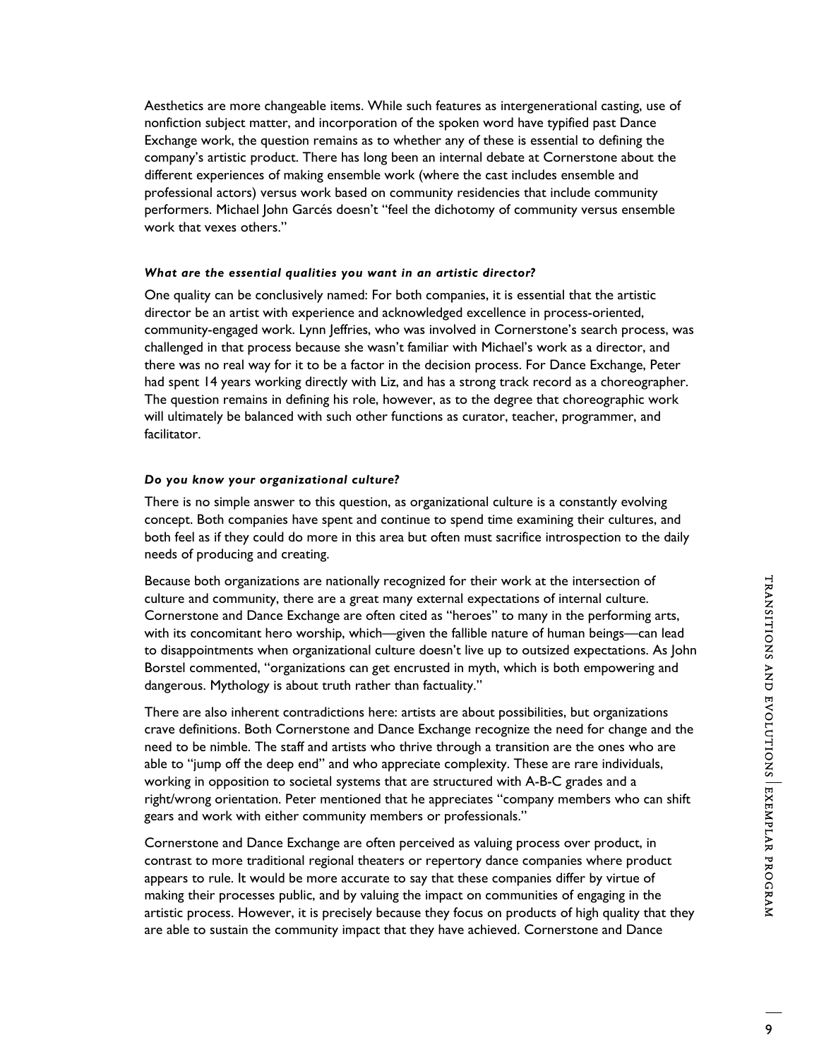Aesthetics are more changeable items. While such features as intergenerational casting, use of nonfiction subject matter, and incorporation of the spoken word have typified past Dance Exchange work, the question remains as to whether any of these is essential to defining the company's artistic product. There has long been an internal debate at Cornerstone about the different experiences of making ensemble work (where the cast includes ensemble and professional actors) versus work based on community residencies that include community performers. Michael John Garcés doesn't "feel the dichotomy of community versus ensemble work that vexes others."

***What are the essential qualities you want in an artistic director?***

One quality can be conclusively named: For both companies, it is essential that the artistic director be an artist with experience and acknowledged excellence in process-oriented, community-engaged work. Lynn Jeffries, who was involved in Cornerstone's search process, was challenged in that process because she wasn't familiar with Michael's work as a director, and there was no real way for it to be a factor in the decision process. For Dance Exchange, Peter had spent 14 years working directly with Liz, and has a strong track record as a choreographer. The question remains in defining his role, however, as to the degree that choreographic work will ultimately be balanced with such other functions as curator, teacher, programmer, and facilitator.

***Do you know your organizational culture?***

There is no simple answer to this question, as organizational culture is a constantly evolving concept. Both companies have spent and continue to spend time examining their cultures, and both feel as if they could do more in this area but often must sacrifice introspection to the daily needs of producing and creating.

Because both organizations are nationally recognized for their work at the intersection of culture and community, there are a great many external expectations of internal culture. Cornerstone and Dance Exchange are often cited as "heroes" to many in the performing arts, with its concomitant hero worship, which—given the fallible nature of human beings—can lead to disappointments when organizational culture doesn't live up to outsized expectations. As John Borstel commented, "organizations can get encrusted in myth, which is both empowering and dangerous. Mythology is about truth rather than factuality."

There are also inherent contradictions here: artists are about possibilities, but organizations crave definitions. Both Cornerstone and Dance Exchange recognize the need for change and the need to be nimble. The staff and artists who thrive through a transition are the ones who are able to "jump off the deep end" and who appreciate complexity. These are rare individuals, working in opposition to societal systems that are structured with A-B-C grades and a right/wrong orientation. Peter mentioned that he appreciates "company members who can shift gears and work with either community members or professionals."

Cornerstone and Dance Exchange are often perceived as valuing process over product, in contrast to more traditional regional theaters or repertory dance companies where product appears to rule. It would be more accurate to say that these companies differ by virtue of making their processes public, and by valuing the impact on communities of engaging in the artistic process. However, it is precisely because they focus on products of high quality that they are able to sustain the community impact that they have achieved. Cornerstone and Dance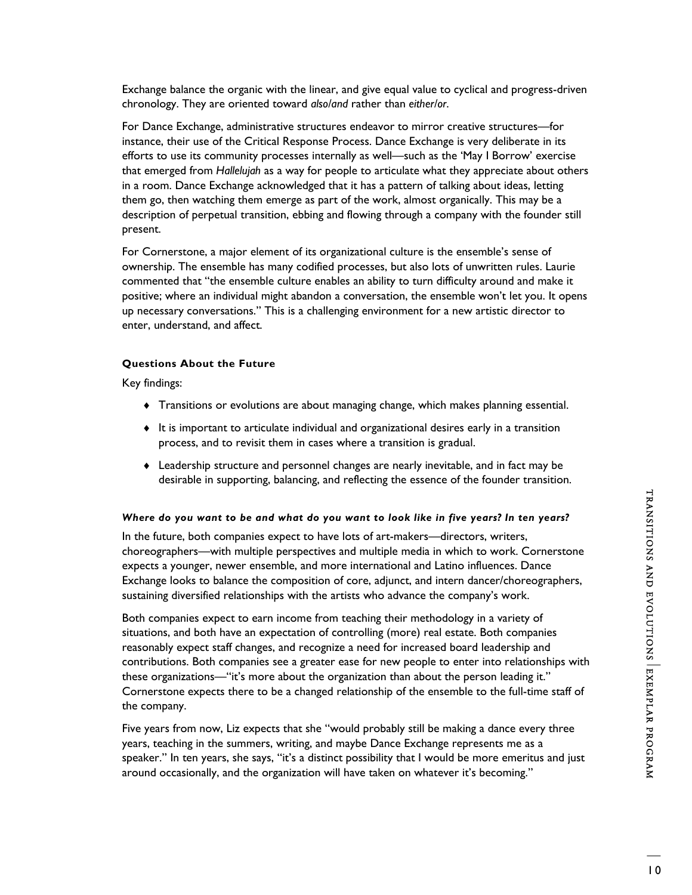Exchange balance the organic with the linear, and give equal value to cyclical and progress-driven chronology. They are oriented toward *also/and* rather than *either/or*.

For Dance Exchange, administrative structures endeavor to mirror creative structures—for instance, their use of the Critical Response Process. Dance Exchange is very deliberate in its efforts to use its community processes internally as well—such as the 'May I Borrow' exercise that emerged from *Hallelujah* as a way for people to articulate what they appreciate about others in a room. Dance Exchange acknowledged that it has a pattern of talking about ideas, letting them go, then watching them emerge as part of the work, almost organically. This may be a description of perpetual transition, ebbing and flowing through a company with the founder still present.

For Cornerstone, a major element of its organizational culture is the ensemble's sense of ownership. The ensemble has many codified processes, but also lots of unwritten rules. Laurie commented that "the ensemble culture enables an ability to turn difficulty around and make it positive; where an individual might abandon a conversation, the ensemble won't let you. It opens up necessary conversations." This is a challenging environment for a new artistic director to enter, understand, and affect.

#### Questions About the Future

Key findings:

- Transitions or evolutions are about managing change, which makes planning essential.
- It is important to articulate individual and organizational desires early in a transition process, and to revisit them in cases where a transition is gradual.
- Leadership structure and personnel changes are nearly inevitable, and in fact may be desirable in supporting, balancing, and reflecting the essence of the founder transition.

##### *Where do you want to be and what do you want to look like in five years? In ten years?*

In the future, both companies expect to have lots of art-makers—directors, writers, choreographers—with multiple perspectives and multiple media in which to work. Cornerstone expects a younger, newer ensemble, and more international and Latino influences. Dance Exchange looks to balance the composition of core, adjunct, and intern dancer/choreographers, sustaining diversified relationships with the artists who advance the company's work.

Both companies expect to earn income from teaching their methodology in a variety of situations, and both have an expectation of controlling (more) real estate. Both companies reasonably expect staff changes, and recognize a need for increased board leadership and contributions. Both companies see a greater ease for new people to enter into relationships with these organizations—"it's more about the organization than about the person leading it." Cornerstone expects there to be a changed relationship of the ensemble to the full-time staff of the company.

Five years from now, Liz expects that she "would probably still be making a dance every three years, teaching in the summers, writing, and maybe Dance Exchange represents me as a speaker." In ten years, she says, "it's a distinct possibility that I would be more emeritus and just around occasionally, and the organization will have taken on whatever it's becoming."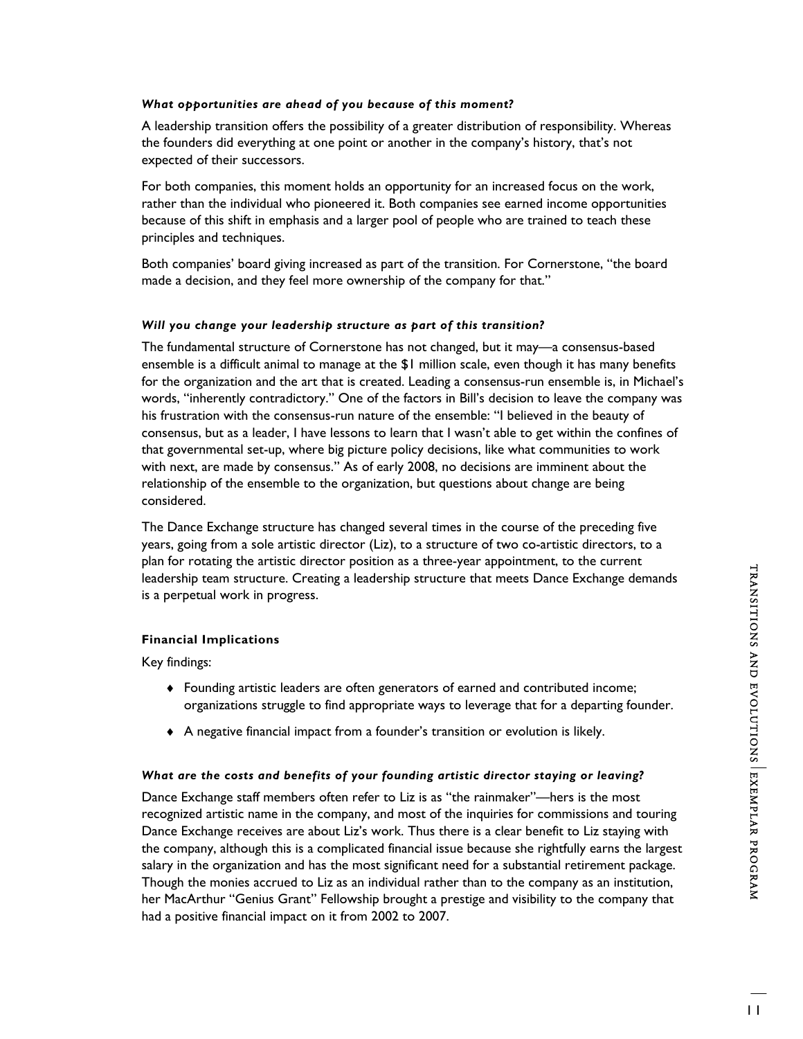***What opportunities are ahead of you because of this moment?***

A leadership transition offers the possibility of a greater distribution of responsibility. Whereas the founders did everything at one point or another in the company's history, that's not expected of their successors.

For both companies, this moment holds an opportunity for an increased focus on the work, rather than the individual who pioneered it. Both companies see earned income opportunities because of this shift in emphasis and a larger pool of people who are trained to teach these principles and techniques.

Both companies' board giving increased as part of the transition. For Cornerstone, "the board made a decision, and they feel more ownership of the company for that."

***Will you change your leadership structure as part of this transition?***

The fundamental structure of Cornerstone has not changed, but it may—a consensus-based ensemble is a difficult animal to manage at the $1 million scale, even though it has many benefits for the organization and the art that is created. Leading a consensus-run ensemble is, in Michael's words, "inherently contradictory." One of the factors in Bill's decision to leave the company was his frustration with the consensus-run nature of the ensemble: "I believed in the beauty of consensus, but as a leader, I have lessons to learn that I wasn't able to get within the confines of that governmental set-up, where big picture policy decisions, like what communities to work with next, are made by consensus." As of early 2008, no decisions are imminent about the relationship of the ensemble to the organization, but questions about change are being considered.

The Dance Exchange structure has changed several times in the course of the preceding five years, going from a sole artistic director (Liz), to a structure of two co-artistic directors, to a plan for rotating the artistic director position as a three-year appointment, to the current leadership team structure. Creating a leadership structure that meets Dance Exchange demands is a perpetual work in progress.

**Financial Implications**

Key findings:

- Founding artistic leaders are often generators of earned and contributed income; organizations struggle to find appropriate ways to leverage that for a departing founder.
- A negative financial impact from a founder's transition or evolution is likely.

***What are the costs and benefits of your founding artistic director staying or leaving?***

Dance Exchange staff members often refer to Liz is as "the rainmaker"—hers is the most recognized artistic name in the company, and most of the inquiries for commissions and touring Dance Exchange receives are about Liz's work. Thus there is a clear benefit to Liz staying with the company, although this is a complicated financial issue because she rightfully earns the largest salary in the organization and has the most significant need for a substantial retirement package. Though the monies accrued to Liz as an individual rather than to the company as an institution, her MacArthur "Genius Grant" Fellowship brought a prestige and visibility to the company that had a positive financial impact on it from 2002 to 2007.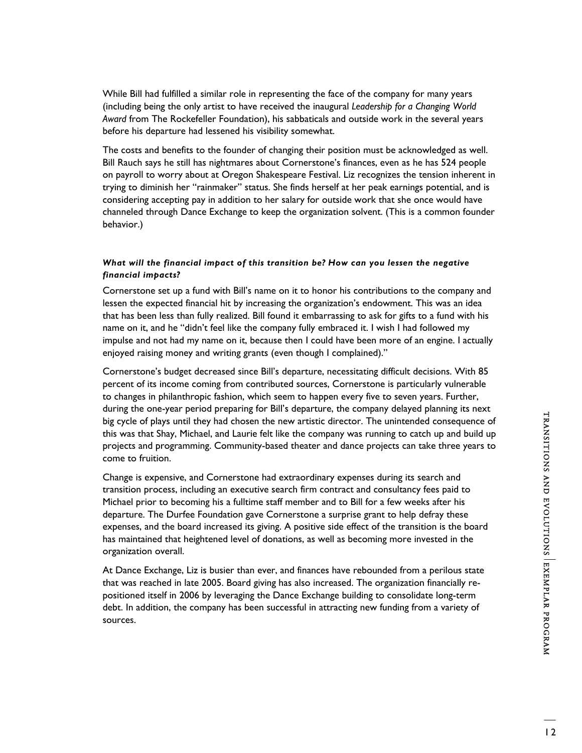While Bill had fulfilled a similar role in representing the face of the company for many years (including being the only artist to have received the inaugural *Leadership for a Changing World Award* from The Rockefeller Foundation), his sabbaticals and outside work in the several years before his departure had lessened his visibility somewhat.

The costs and benefits to the founder of changing their position must be acknowledged as well. Bill Rauch says he still has nightmares about Cornerstone's finances, even as he has 524 people on payroll to worry about at Oregon Shakespeare Festival. Liz recognizes the tension inherent in trying to diminish her "rainmaker" status. She finds herself at her peak earnings potential, and is considering accepting pay in addition to her salary for outside work that she once would have channeled through Dance Exchange to keep the organization solvent. (This is a common founder behavior.)

***What will the financial impact of this transition be? How can you lessen the negative financial impacts?***

Cornerstone set up a fund with Bill's name on it to honor his contributions to the company and lessen the expected financial hit by increasing the organization's endowment. This was an idea that has been less than fully realized. Bill found it embarrassing to ask for gifts to a fund with his name on it, and he "didn't feel like the company fully embraced it. I wish I had followed my impulse and not had my name on it, because then I could have been more of an engine. I actually enjoyed raising money and writing grants (even though I complained)."

Cornerstone's budget decreased since Bill's departure, necessitating difficult decisions. With 85 percent of its income coming from contributed sources, Cornerstone is particularly vulnerable to changes in philanthropic fashion, which seem to happen every five to seven years. Further, during the one-year period preparing for Bill's departure, the company delayed planning its next big cycle of plays until they had chosen the new artistic director. The unintended consequence of this was that Shay, Michael, and Laurie felt like the company was running to catch up and build up projects and programming. Community-based theater and dance projects can take three years to come to fruition.

Change is expensive, and Cornerstone had extraordinary expenses during its search and transition process, including an executive search firm contract and consultancy fees paid to Michael prior to becoming his a fulltime staff member and to Bill for a few weeks after his departure. The Durfee Foundation gave Cornerstone a surprise grant to help defray these expenses, and the board increased its giving. A positive side effect of the transition is the board has maintained that heightened level of donations, as well as becoming more invested in the organization overall.

At Dance Exchange, Liz is busier than ever, and finances have rebounded from a perilous state that was reached in late 2005. Board giving has also increased. The organization financially re-positioned itself in 2006 by leveraging the Dance Exchange building to consolidate long-term debt. In addition, the company has been successful in attracting new funding from a variety of sources.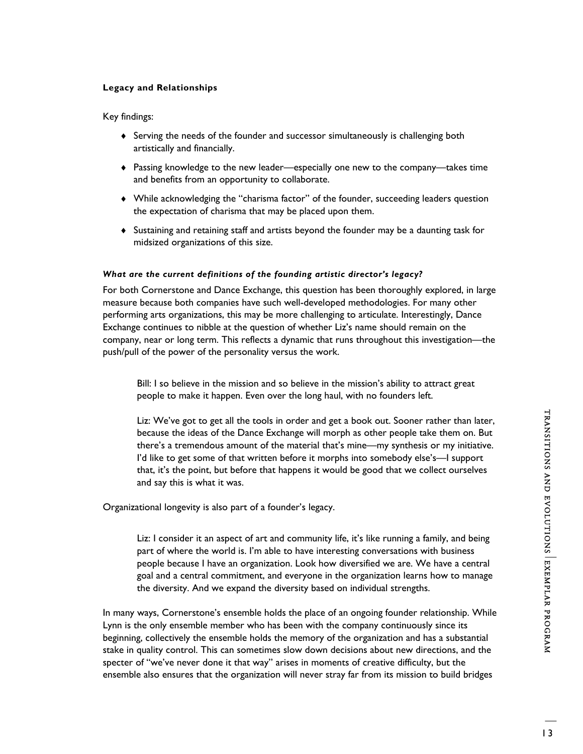**Legacy and Relationships**

Key findings:

- Serving the needs of the founder and successor simultaneously is challenging both artistically and financially.
- Passing knowledge to the new leader—especially one new to the company—takes time and benefits from an opportunity to collaborate.
- While acknowledging the "charisma factor" of the founder, succeeding leaders question the expectation of charisma that may be placed upon them.
- Sustaining and retaining staff and artists beyond the founder may be a daunting task for midsized organizations of this size.

***What are the current definitions of the founding artistic director's legacy?***

For both Cornerstone and Dance Exchange, this question has been thoroughly explored, in large measure because both companies have such well-developed methodologies. For many other performing arts organizations, this may be more challenging to articulate. Interestingly, Dance Exchange continues to nibble at the question of whether Liz's name should remain on the company, near or long term. This reflects a dynamic that runs throughout this investigation—the push/pull of the power of the personality versus the work.

> Bill: I so believe in the mission and so believe in the mission's ability to attract great people to make it happen. Even over the long haul, with no founders left.
>
> Liz: We've got to get all the tools in order and get a book out. Sooner rather than later, because the ideas of the Dance Exchange will morph as other people take them on. But there's a tremendous amount of the material that's mine—my synthesis or my initiative. I'd like to get some of that written before it morphs into somebody else's—I support that, it's the point, but before that happens it would be good that we collect ourselves and say this is what it was.

Organizational longevity is also part of a founder's legacy.

> Liz: I consider it an aspect of art and community life, it's like running a family, and being part of where the world is. I'm able to have interesting conversations with business people because I have an organization. Look how diversified we are. We have a central goal and a central commitment, and everyone in the organization learns how to manage the diversity. And we expand the diversity based on individual strengths.

In many ways, Cornerstone's ensemble holds the place of an ongoing founder relationship. While Lynn is the only ensemble member who has been with the company continuously since its beginning, collectively the ensemble holds the memory of the organization and has a substantial stake in quality control. This can sometimes slow down decisions about new directions, and the specter of "we've never done it that way" arises in moments of creative difficulty, but the ensemble also ensures that the organization will never stray far from its mission to build bridges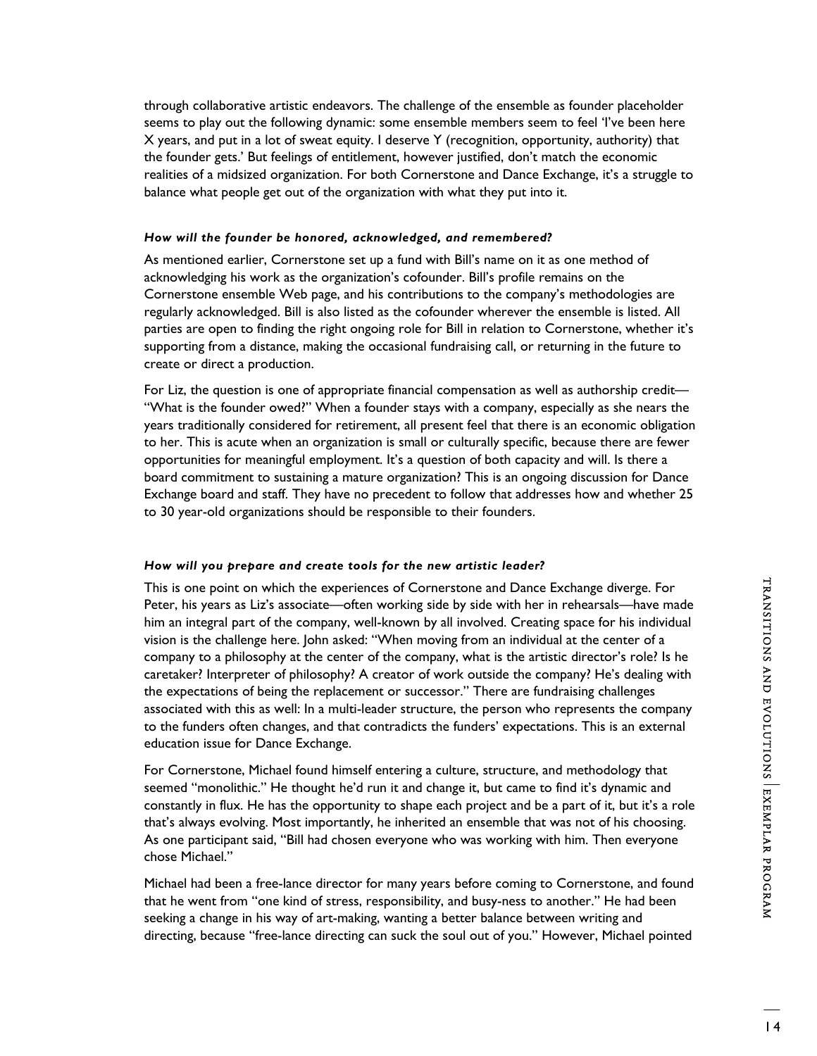through collaborative artistic endeavors. The challenge of the ensemble as founder placeholder seems to play out the following dynamic: some ensemble members seem to feel 'I've been here X years, and put in a lot of sweat equity. I deserve Y (recognition, opportunity, authority) that the founder gets.' But feelings of entitlement, however justified, don't match the economic realities of a midsized organization. For both Cornerstone and Dance Exchange, it's a struggle to balance what people get out of the organization with what they put into it.

#### *How will the founder be honored, acknowledged, and remembered?*

As mentioned earlier, Cornerstone set up a fund with Bill's name on it as one method of acknowledging his work as the organization's cofounder. Bill's profile remains on the Cornerstone ensemble Web page, and his contributions to the company's methodologies are regularly acknowledged. Bill is also listed as the cofounder wherever the ensemble is listed. All parties are open to finding the right ongoing role for Bill in relation to Cornerstone, whether it's supporting from a distance, making the occasional fundraising call, or returning in the future to create or direct a production.

For Liz, the question is one of appropriate financial compensation as well as authorship credit—"What is the founder owed?" When a founder stays with a company, especially as she nears the years traditionally considered for retirement, all present feel that there is an economic obligation to her. This is acute when an organization is small or culturally specific, because there are fewer opportunities for meaningful employment. It's a question of both capacity and will. Is there a board commitment to sustaining a mature organization? This is an ongoing discussion for Dance Exchange board and staff. They have no precedent to follow that addresses how and whether 25 to 30 year-old organizations should be responsible to their founders.

#### *How will you prepare and create tools for the new artistic leader?*

This is one point on which the experiences of Cornerstone and Dance Exchange diverge. For Peter, his years as Liz's associate—often working side by side with her in rehearsals—have made him an integral part of the company, well-known by all involved. Creating space for his individual vision is the challenge here. John asked: "When moving from an individual at the center of a company to a philosophy at the center of the company, what is the artistic director's role? Is he caretaker? Interpreter of philosophy? A creator of work outside the company? He's dealing with the expectations of being the replacement or successor." There are fundraising challenges associated with this as well: In a multi-leader structure, the person who represents the company to the funders often changes, and that contradicts the funders' expectations. This is an external education issue for Dance Exchange.

For Cornerstone, Michael found himself entering a culture, structure, and methodology that seemed "monolithic." He thought he'd run it and change it, but came to find it's dynamic and constantly in flux. He has the opportunity to shape each project and be a part of it, but it's a role that's always evolving. Most importantly, he inherited an ensemble that was not of his choosing. As one participant said, "Bill had chosen everyone who was working with him. Then everyone chose Michael."

Michael had been a free-lance director for many years before coming to Cornerstone, and found that he went from "one kind of stress, responsibility, and busy-ness to another." He had been seeking a change in his way of art-making, wanting a better balance between writing and directing, because "free-lance directing can suck the soul out of you." However, Michael pointed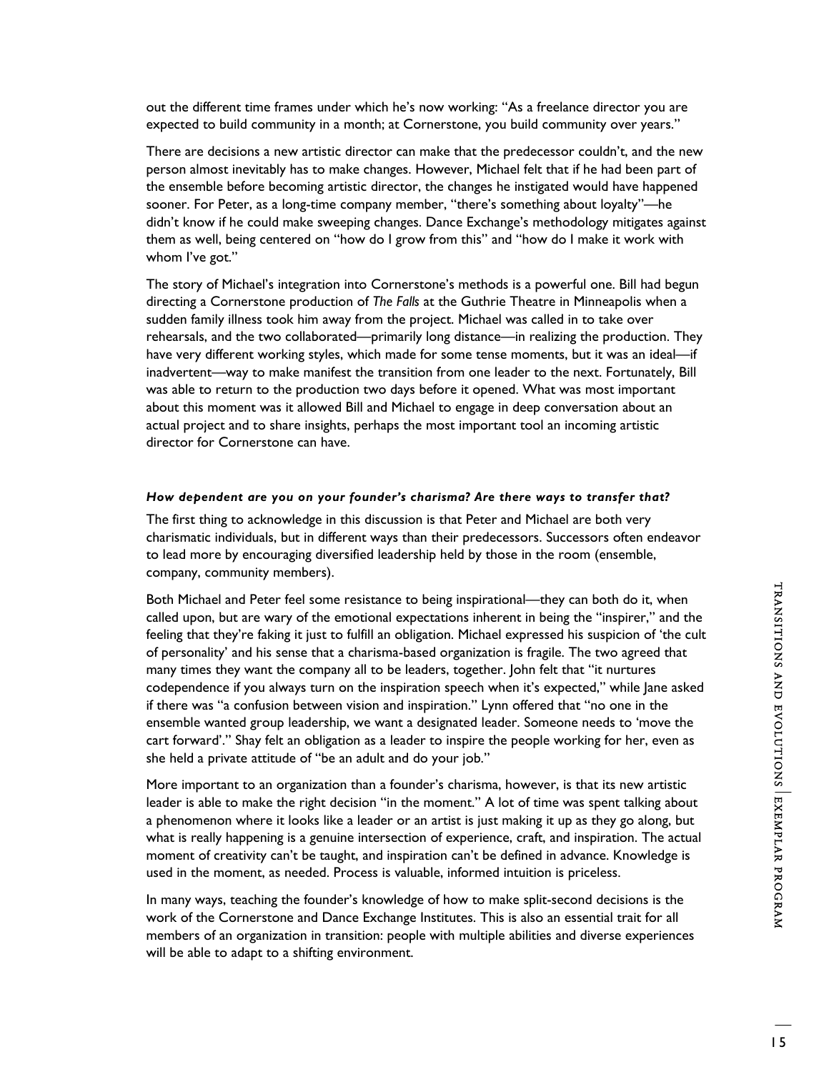out the different time frames under which he's now working: "As a freelance director you are expected to build community in a month; at Cornerstone, you build community over years."

There are decisions a new artistic director can make that the predecessor couldn't, and the new person almost inevitably has to make changes. However, Michael felt that if he had been part of the ensemble before becoming artistic director, the changes he instigated would have happened sooner. For Peter, as a long-time company member, "there's something about loyalty"—he didn't know if he could make sweeping changes. Dance Exchange's methodology mitigates against them as well, being centered on "how do I grow from this" and "how do I make it work with whom I've got."

The story of Michael's integration into Cornerstone's methods is a powerful one. Bill had begun directing a Cornerstone production of *The Falls* at the Guthrie Theatre in Minneapolis when a sudden family illness took him away from the project. Michael was called in to take over rehearsals, and the two collaborated—primarily long distance—in realizing the production. They have very different working styles, which made for some tense moments, but it was an ideal—if inadvertent—way to make manifest the transition from one leader to the next. Fortunately, Bill was able to return to the production two days before it opened. What was most important about this moment was it allowed Bill and Michael to engage in deep conversation about an actual project and to share insights, perhaps the most important tool an incoming artistic director for Cornerstone can have.

***How dependent are you on your founder's charisma? Are there ways to transfer that?***

The first thing to acknowledge in this discussion is that Peter and Michael are both very charismatic individuals, but in different ways than their predecessors. Successors often endeavor to lead more by encouraging diversified leadership held by those in the room (ensemble, company, community members).

Both Michael and Peter feel some resistance to being inspirational—they can both do it, when called upon, but are wary of the emotional expectations inherent in being the "inspirer," and the feeling that they're faking it just to fulfill an obligation. Michael expressed his suspicion of 'the cult of personality' and his sense that a charisma-based organization is fragile. The two agreed that many times they want the company all to be leaders, together. John felt that "it nurtures codependence if you always turn on the inspiration speech when it's expected," while Jane asked if there was "a confusion between vision and inspiration." Lynn offered that "no one in the ensemble wanted group leadership, we want a designated leader. Someone needs to 'move the cart forward'." Shay felt an obligation as a leader to inspire the people working for her, even as she held a private attitude of "be an adult and do your job."

More important to an organization than a founder's charisma, however, is that its new artistic leader is able to make the right decision "in the moment." A lot of time was spent talking about a phenomenon where it looks like a leader or an artist is just making it up as they go along, but what is really happening is a genuine intersection of experience, craft, and inspiration. The actual moment of creativity can't be taught, and inspiration can't be defined in advance. Knowledge is used in the moment, as needed. Process is valuable, informed intuition is priceless.

In many ways, teaching the founder's knowledge of how to make split-second decisions is the work of the Cornerstone and Dance Exchange Institutes. This is also an essential trait for all members of an organization in transition: people with multiple abilities and diverse experiences will be able to adapt to a shifting environment.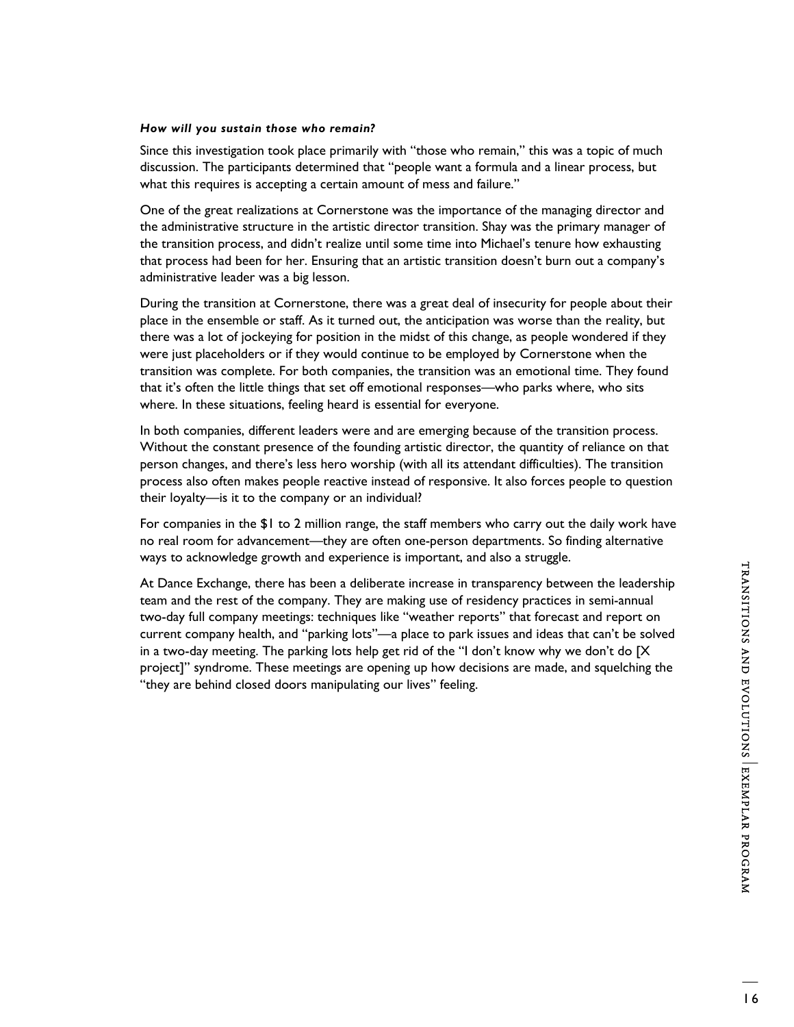***How will you sustain those who remain?***

Since this investigation took place primarily with "those who remain," this was a topic of much discussion. The participants determined that "people want a formula and a linear process, but what this requires is accepting a certain amount of mess and failure."

One of the great realizations at Cornerstone was the importance of the managing director and the administrative structure in the artistic director transition. Shay was the primary manager of the transition process, and didn't realize until some time into Michael's tenure how exhausting that process had been for her. Ensuring that an artistic transition doesn't burn out a company's administrative leader was a big lesson.

During the transition at Cornerstone, there was a great deal of insecurity for people about their place in the ensemble or staff. As it turned out, the anticipation was worse than the reality, but there was a lot of jockeying for position in the midst of this change, as people wondered if they were just placeholders or if they would continue to be employed by Cornerstone when the transition was complete. For both companies, the transition was an emotional time. They found that it's often the little things that set off emotional responses—who parks where, who sits where. In these situations, feeling heard is essential for everyone.

In both companies, different leaders were and are emerging because of the transition process. Without the constant presence of the founding artistic director, the quantity of reliance on that person changes, and there's less hero worship (with all its attendant difficulties). The transition process also often makes people reactive instead of responsive. It also forces people to question their loyalty—is it to the company or an individual?

For companies in the $1 to 2 million range, the staff members who carry out the daily work have no real room for advancement—they are often one-person departments. So finding alternative ways to acknowledge growth and experience is important, and also a struggle.

At Dance Exchange, there has been a deliberate increase in transparency between the leadership team and the rest of the company. They are making use of residency practices in semi-annual two-day full company meetings: techniques like "weather reports" that forecast and report on current company health, and "parking lots"—a place to park issues and ideas that can't be solved in a two-day meeting. The parking lots help get rid of the "I don't know why we don't do [X project]" syndrome. These meetings are opening up how decisions are made, and squelching the "they are behind closed doors manipulating our lives" feeling.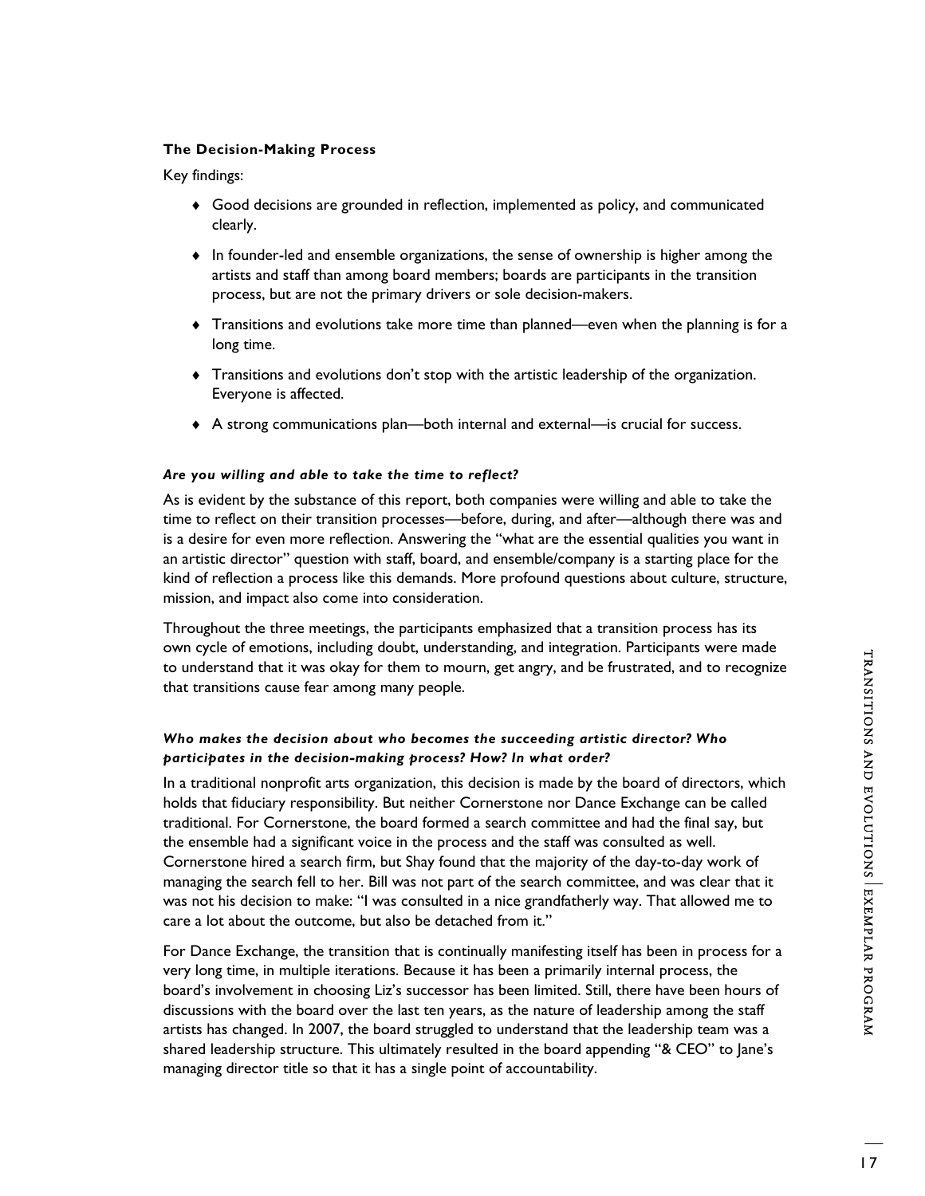### The Decision-Making Process

Key findings:

- Good decisions are grounded in reflection, implemented as policy, and communicated clearly.
- In founder-led and ensemble organizations, the sense of ownership is higher among the artists and staff than among board members; boards are participants in the transition process, but are not the primary drivers or sole decision-makers.
- Transitions and evolutions take more time than planned—even when the planning is for a long time.
- Transitions and evolutions don't stop with the artistic leadership of the organization. Everyone is affected.
- A strong communications plan—both internal and external—is crucial for success.

#### *Are you willing and able to take the time to reflect?*

As is evident by the substance of this report, both companies were willing and able to take the time to reflect on their transition processes—before, during, and after—although there was and is a desire for even more reflection. Answering the "what are the essential qualities you want in an artistic director" question with staff, board, and ensemble/company is a starting place for the kind of reflection a process like this demands. More profound questions about culture, structure, mission, and impact also come into consideration.

Throughout the three meetings, the participants emphasized that a transition process has its own cycle of emotions, including doubt, understanding, and integration. Participants were made to understand that it was okay for them to mourn, get angry, and be frustrated, and to recognize that transitions cause fear among many people.

#### *Who makes the decision about who becomes the succeeding artistic director? Who participates in the decision-making process? How? In what order?*

In a traditional nonprofit arts organization, this decision is made by the board of directors, which holds that fiduciary responsibility. But neither Cornerstone nor Dance Exchange can be called traditional. For Cornerstone, the board formed a search committee and had the final say, but the ensemble had a significant voice in the process and the staff was consulted as well. Cornerstone hired a search firm, but Shay found that the majority of the day-to-day work of managing the search fell to her. Bill was not part of the search committee, and was clear that it was not his decision to make: "I was consulted in a nice grandfatherly way. That allowed me to care a lot about the outcome, but also be detached from it."

For Dance Exchange, the transition that is continually manifesting itself has been in process for a very long time, in multiple iterations. Because it has been a primarily internal process, the board's involvement in choosing Liz's successor has been limited. Still, there have been hours of discussions with the board over the last ten years, as the nature of leadership among the staff artists has changed. In 2007, the board struggled to understand that the leadership team was a shared leadership structure. This ultimately resulted in the board appending "& CEO" to Jane's managing director title so that it has a single point of accountability.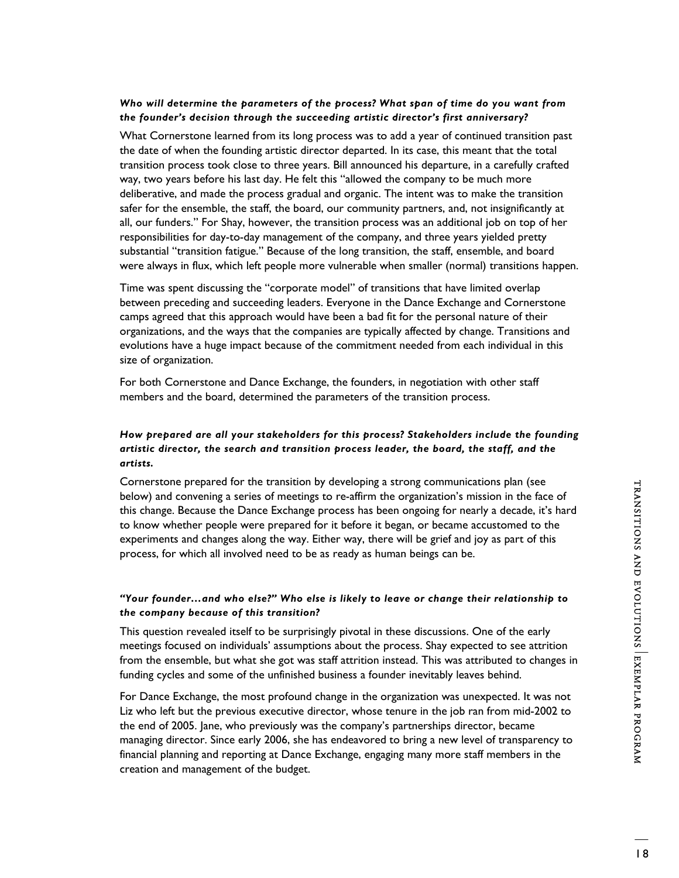***Who will determine the parameters of the process? What span of time do you want from the founder's decision through the succeeding artistic director's first anniversary?***

What Cornerstone learned from its long process was to add a year of continued transition past the date of when the founding artistic director departed. In its case, this meant that the total transition process took close to three years. Bill announced his departure, in a carefully crafted way, two years before his last day. He felt this "allowed the company to be much more deliberative, and made the process gradual and organic. The intent was to make the transition safer for the ensemble, the staff, the board, our community partners, and, not insignificantly at all, our funders." For Shay, however, the transition process was an additional job on top of her responsibilities for day-to-day management of the company, and three years yielded pretty substantial "transition fatigue." Because of the long transition, the staff, ensemble, and board were always in flux, which left people more vulnerable when smaller (normal) transitions happen.

Time was spent discussing the "corporate model" of transitions that have limited overlap between preceding and succeeding leaders. Everyone in the Dance Exchange and Cornerstone camps agreed that this approach would have been a bad fit for the personal nature of their organizations, and the ways that the companies are typically affected by change. Transitions and evolutions have a huge impact because of the commitment needed from each individual in this size of organization.

For both Cornerstone and Dance Exchange, the founders, in negotiation with other staff members and the board, determined the parameters of the transition process.

***How prepared are all your stakeholders for this process? Stakeholders include the founding artistic director, the search and transition process leader, the board, the staff, and the artists.***

Cornerstone prepared for the transition by developing a strong communications plan (see below) and convening a series of meetings to re-affirm the organization's mission in the face of this change. Because the Dance Exchange process has been ongoing for nearly a decade, it's hard to know whether people were prepared for it before it began, or became accustomed to the experiments and changes along the way. Either way, there will be grief and joy as part of this process, for which all involved need to be as ready as human beings can be.

***"Your founder…and who else?" Who else is likely to leave or change their relationship to the company because of this transition?***

This question revealed itself to be surprisingly pivotal in these discussions. One of the early meetings focused on individuals' assumptions about the process. Shay expected to see attrition from the ensemble, but what she got was staff attrition instead. This was attributed to changes in funding cycles and some of the unfinished business a founder inevitably leaves behind.

For Dance Exchange, the most profound change in the organization was unexpected. It was not Liz who left but the previous executive director, whose tenure in the job ran from mid-2002 to the end of 2005. Jane, who previously was the company's partnerships director, became managing director. Since early 2006, she has endeavored to bring a new level of transparency to financial planning and reporting at Dance Exchange, engaging many more staff members in the creation and management of the budget.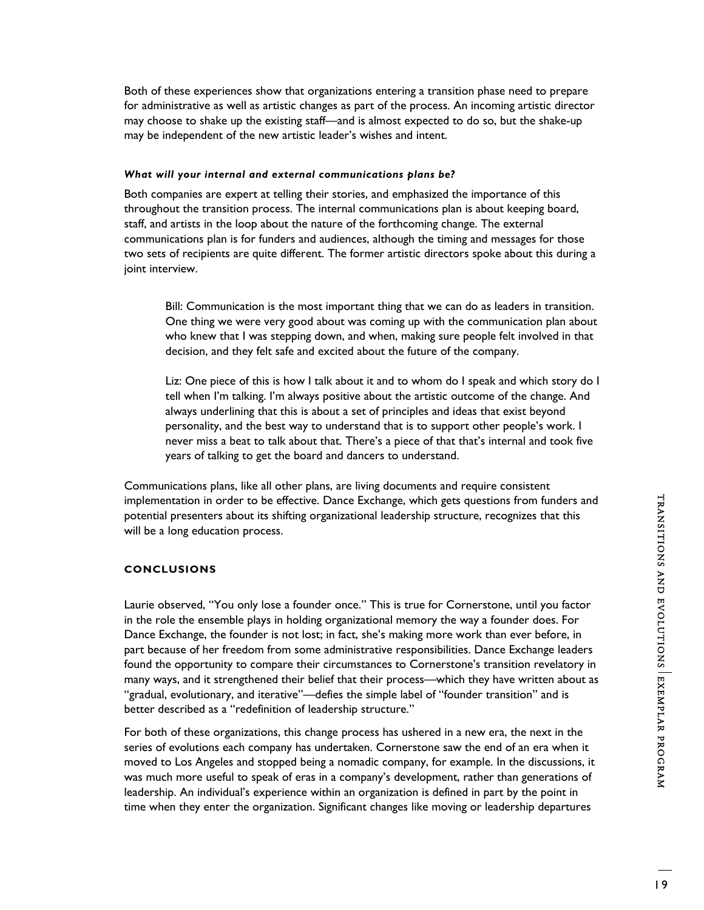Both of these experiences show that organizations entering a transition phase need to prepare for administrative as well as artistic changes as part of the process. An incoming artistic director may choose to shake up the existing staff—and is almost expected to do so, but the shake-up may be independent of the new artistic leader's wishes and intent.

***What will your internal and external communications plans be?***

Both companies are expert at telling their stories, and emphasized the importance of this throughout the transition process. The internal communications plan is about keeping board, staff, and artists in the loop about the nature of the forthcoming change. The external communications plan is for funders and audiences, although the timing and messages for those two sets of recipients are quite different. The former artistic directors spoke about this during a joint interview.

> Bill: Communication is the most important thing that we can do as leaders in transition. One thing we were very good about was coming up with the communication plan about who knew that I was stepping down, and when, making sure people felt involved in that decision, and they felt safe and excited about the future of the company.
>
> Liz: One piece of this is how I talk about it and to whom do I speak and which story do I tell when I'm talking. I'm always positive about the artistic outcome of the change. And always underlining that this is about a set of principles and ideas that exist beyond personality, and the best way to understand that is to support other people's work. I never miss a beat to talk about that. There's a piece of that that's internal and took five years of talking to get the board and dancers to understand.

Communications plans, like all other plans, are living documents and require consistent implementation in order to be effective. Dance Exchange, which gets questions from funders and potential presenters about its shifting organizational leadership structure, recognizes that this will be a long education process.

## CONCLUSIONS

Laurie observed, "You only lose a founder once." This is true for Cornerstone, until you factor in the role the ensemble plays in holding organizational memory the way a founder does. For Dance Exchange, the founder is not lost; in fact, she's making more work than ever before, in part because of her freedom from some administrative responsibilities. Dance Exchange leaders found the opportunity to compare their circumstances to Cornerstone's transition revelatory in many ways, and it strengthened their belief that their process—which they have written about as "gradual, evolutionary, and iterative"—defies the simple label of "founder transition" and is better described as a "redefinition of leadership structure."

For both of these organizations, this change process has ushered in a new era, the next in the series of evolutions each company has undertaken. Cornerstone saw the end of an era when it moved to Los Angeles and stopped being a nomadic company, for example. In the discussions, it was much more useful to speak of eras in a company's development, rather than generations of leadership. An individual's experience within an organization is defined in part by the point in time when they enter the organization. Significant changes like moving or leadership departures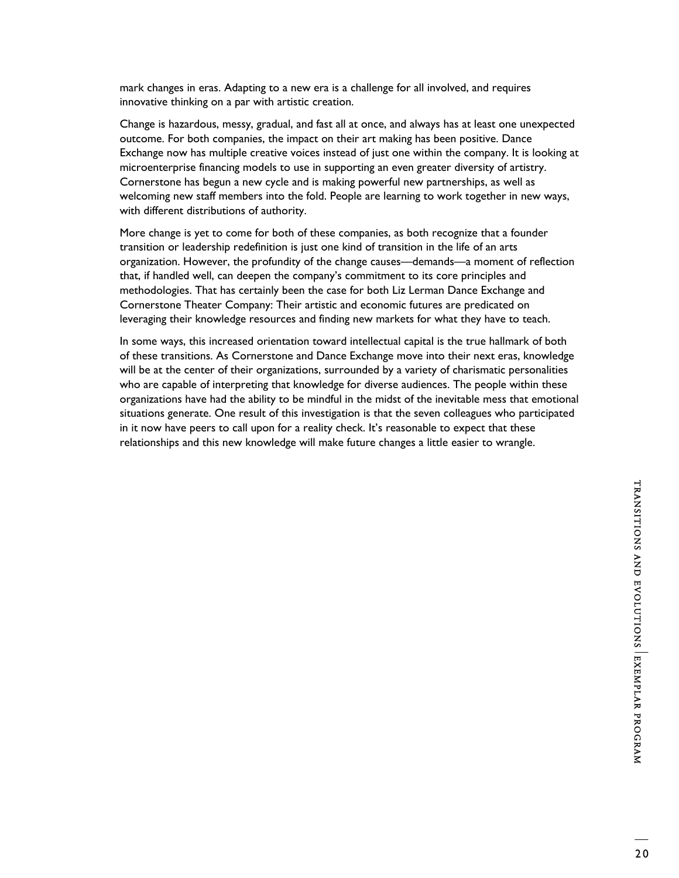mark changes in eras. Adapting to a new era is a challenge for all involved, and requires innovative thinking on a par with artistic creation.

Change is hazardous, messy, gradual, and fast all at once, and always has at least one unexpected outcome. For both companies, the impact on their art making has been positive. Dance Exchange now has multiple creative voices instead of just one within the company. It is looking at microenterprise financing models to use in supporting an even greater diversity of artistry. Cornerstone has begun a new cycle and is making powerful new partnerships, as well as welcoming new staff members into the fold. People are learning to work together in new ways, with different distributions of authority.

More change is yet to come for both of these companies, as both recognize that a founder transition or leadership redefinition is just one kind of transition in the life of an arts organization. However, the profundity of the change causes—demands—a moment of reflection that, if handled well, can deepen the company's commitment to its core principles and methodologies. That has certainly been the case for both Liz Lerman Dance Exchange and Cornerstone Theater Company: Their artistic and economic futures are predicated on leveraging their knowledge resources and finding new markets for what they have to teach.

In some ways, this increased orientation toward intellectual capital is the true hallmark of both of these transitions. As Cornerstone and Dance Exchange move into their next eras, knowledge will be at the center of their organizations, surrounded by a variety of charismatic personalities who are capable of interpreting that knowledge for diverse audiences. The people within these organizations have had the ability to be mindful in the midst of the inevitable mess that emotional situations generate. One result of this investigation is that the seven colleagues who participated in it now have peers to call upon for a reality check. It's reasonable to expect that these relationships and this new knowledge will make future changes a little easier to wrangle.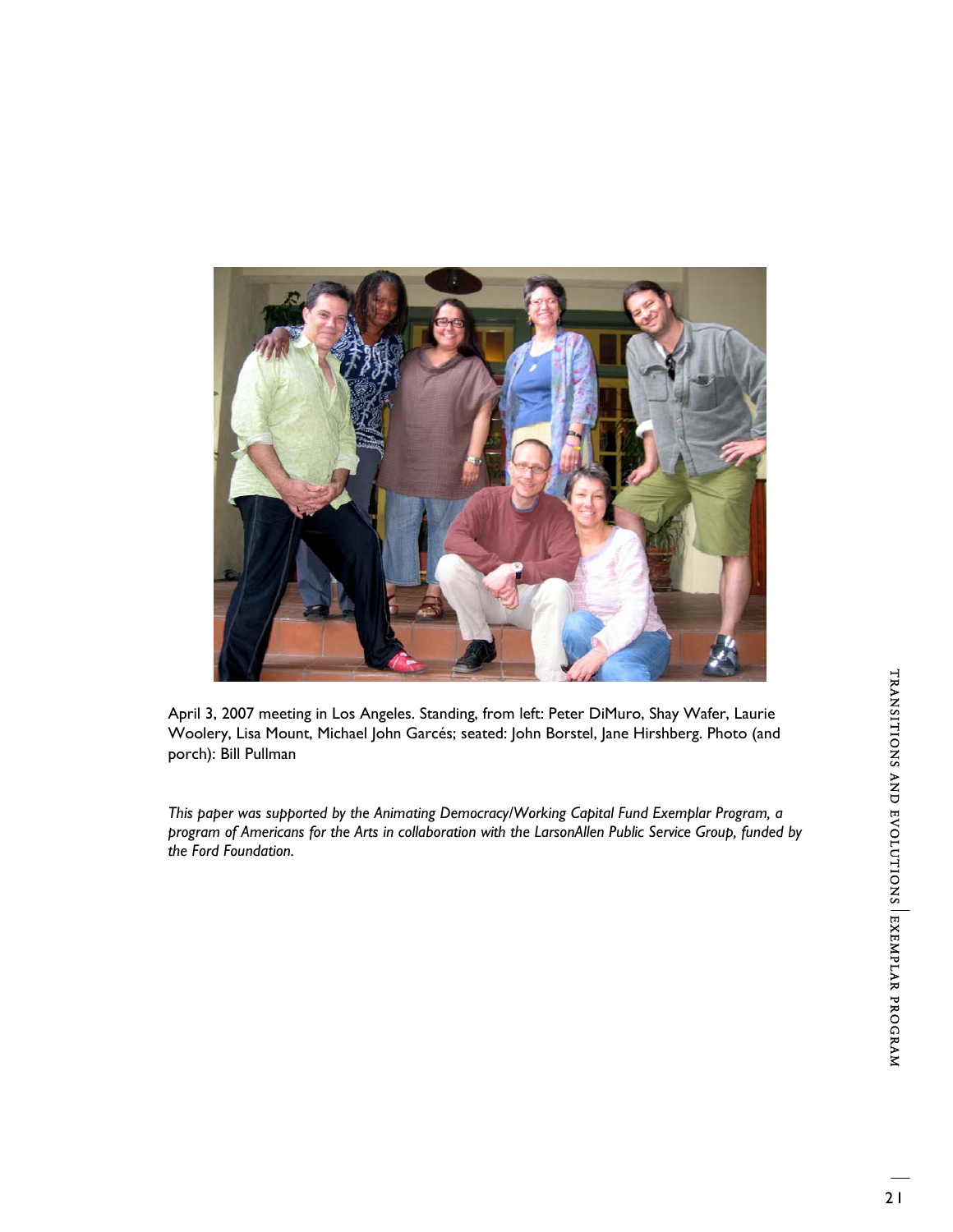April 3, 2007 meeting in Los Angeles. Standing, from left: Peter DiMuro, Shay Wafer, Laurie Woolery, Lisa Mount, Michael John Garcés; seated: John Borstel, Jane Hirshberg. Photo (and porch): Bill Pullman

*This paper was supported by the Animating Democracy/Working Capital Fund Exemplar Program, a program of Americans for the Arts in collaboration with the LarsonAllen Public Service Group, funded by the Ford Foundation.*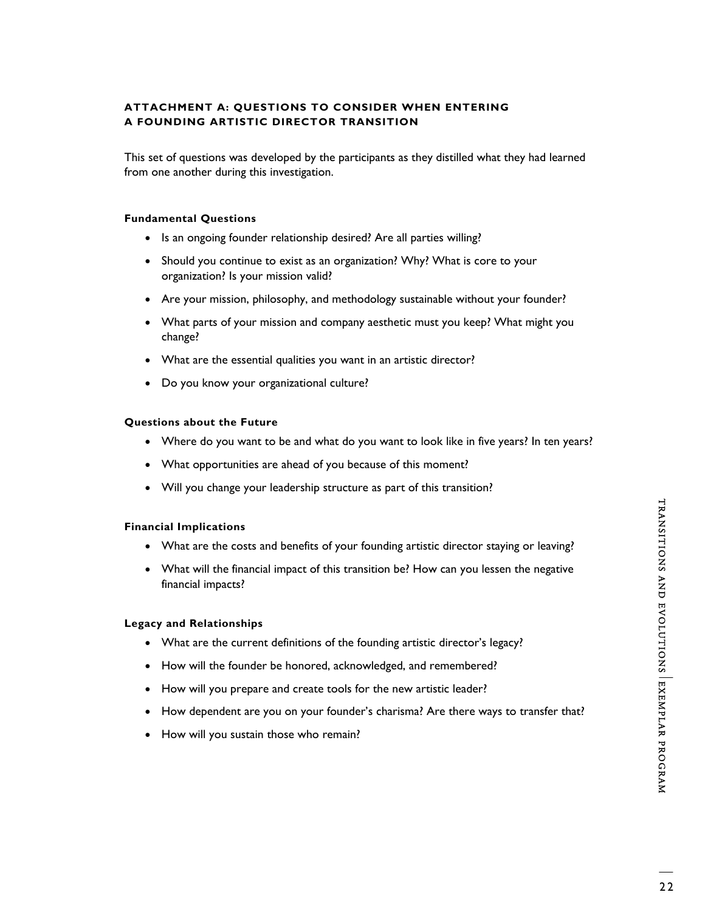## ATTACHMENT A: QUESTIONS TO CONSIDER WHEN ENTERING A FOUNDING ARTISTIC DIRECTOR TRANSITION

This set of questions was developed by the participants as they distilled what they had learned from one another during this investigation.

### Fundamental Questions

- Is an ongoing founder relationship desired? Are all parties willing?
- Should you continue to exist as an organization? Why? What is core to your organization? Is your mission valid?
- Are your mission, philosophy, and methodology sustainable without your founder?
- What parts of your mission and company aesthetic must you keep? What might you change?
- What are the essential qualities you want in an artistic director?
- Do you know your organizational culture?

### Questions about the Future

- Where do you want to be and what do you want to look like in five years? In ten years?
- What opportunities are ahead of you because of this moment?
- Will you change your leadership structure as part of this transition?

### Financial Implications

- What are the costs and benefits of your founding artistic director staying or leaving?
- What will the financial impact of this transition be? How can you lessen the negative financial impacts?

### Legacy and Relationships

- What are the current definitions of the founding artistic director's legacy?
- How will the founder be honored, acknowledged, and remembered?
- How will you prepare and create tools for the new artistic leader?
- How dependent are you on your founder's charisma? Are there ways to transfer that?
- How will you sustain those who remain?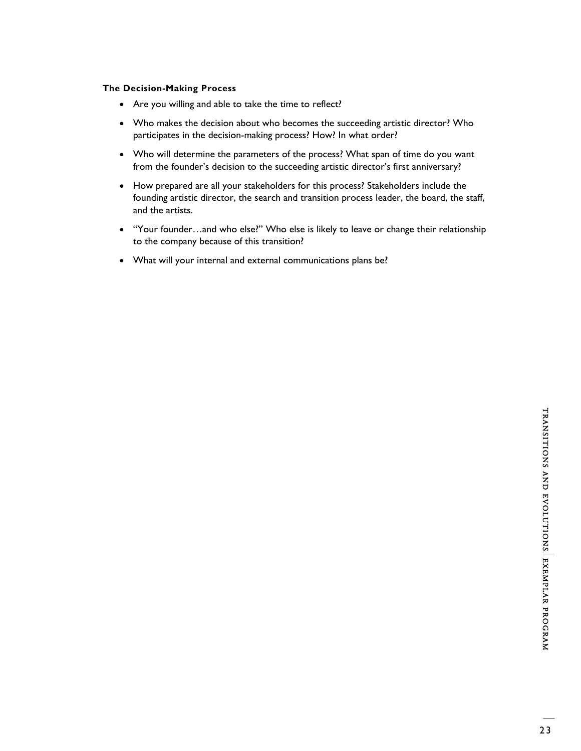**The Decision-Making Process**

- Are you willing and able to take the time to reflect?
- Who makes the decision about who becomes the succeeding artistic director? Who participates in the decision-making process? How? In what order?
- Who will determine the parameters of the process? What span of time do you want from the founder's decision to the succeeding artistic director's first anniversary?
- How prepared are all your stakeholders for this process? Stakeholders include the founding artistic director, the search and transition process leader, the board, the staff, and the artists.
- "Your founder…and who else?" Who else is likely to leave or change their relationship to the company because of this transition?
- What will your internal and external communications plans be?